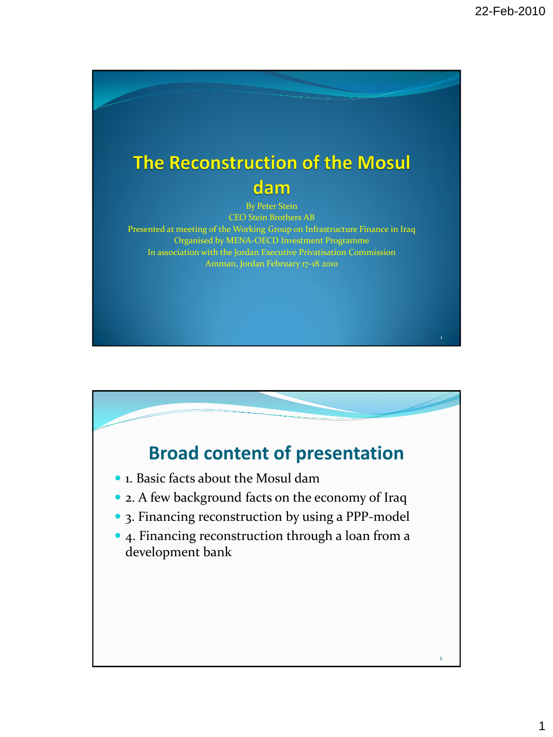# The Reconstruction of the Mosul dam

By Peter Stein
CEO Stein Brothers AB
Presented at meeting of the Working Group on Infrastructure Finance in Iraq
Organised by MENA-OECD Investment Programme
In association with the Jordan Executive Privatisation Commission
Amman, Jordan February 17-18 2010

## Broad content of presentation

- 1. Basic facts about the Mosul dam
- 2. A few background facts on the economy of Iraq
- 3. Financing reconstruction by using a PPP-model
- 4. Financing reconstruction through a loan from a development bank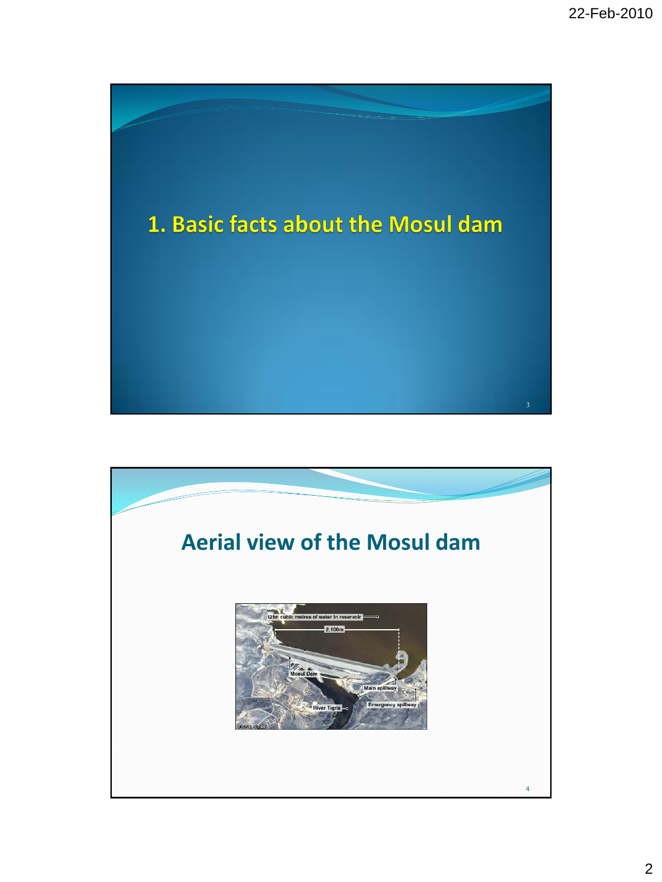# 1. Basic facts about the Mosul dam

## Aerial view of the Mosul dam

12bn cubic metres of water in reservoir

2,100m

Mosul Dam

Main spillway

Emergency spillway

River Tigris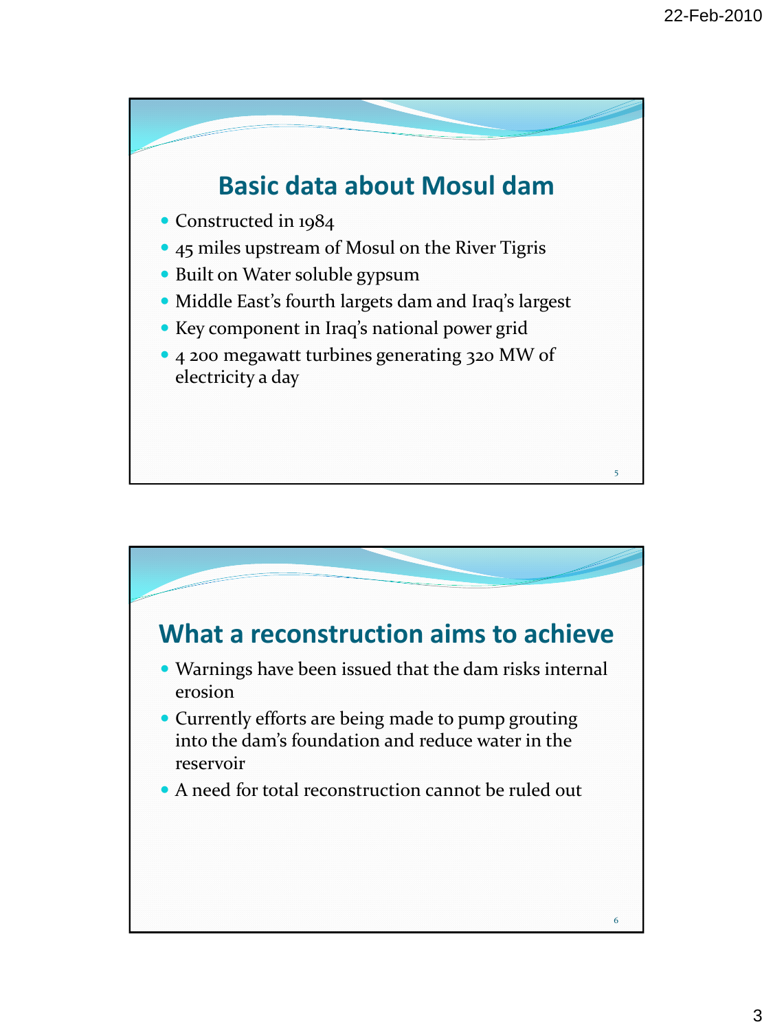## Basic data about Mosul dam

- Constructed in 1984
- 45 miles upstream of Mosul on the River Tigris
- Built on Water soluble gypsum
- Middle East's fourth largets dam and Iraq's largest
- Key component in Iraq's national power grid
- 4 200 megawatt turbines generating 320 MW of electricity a day

## What a reconstruction aims to achieve

- Warnings have been issued that the dam risks internal erosion
- Currently efforts are being made to pump grouting into the dam's foundation and reduce water in the reservoir
- A need for total reconstruction cannot be ruled out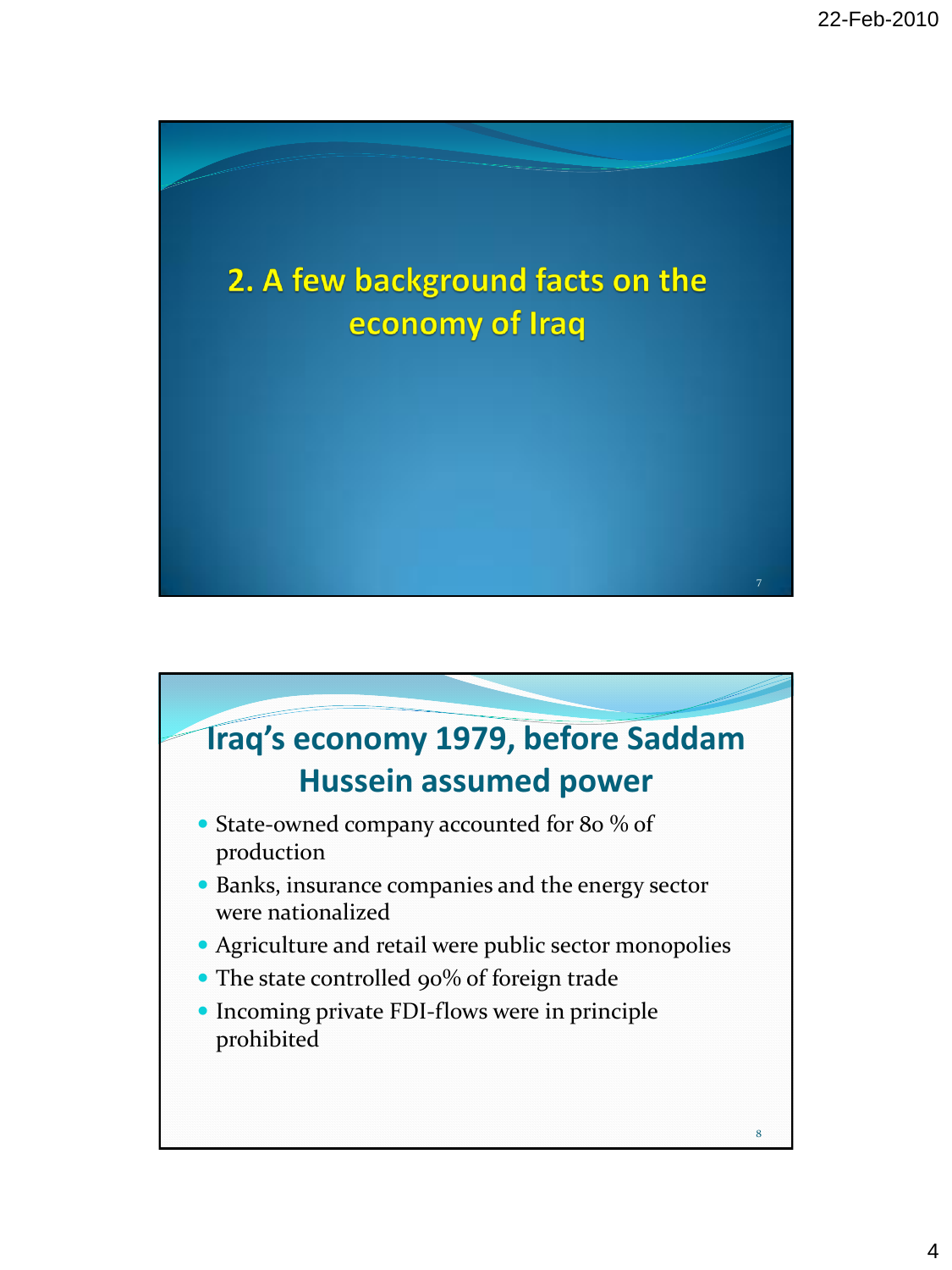## 2. A few background facts on the economy of Iraq

## Iraq's economy 1979, before Saddam Hussein assumed power

- State-owned company accounted for 80 % of production
- Banks, insurance companies and the energy sector were nationalized
- Agriculture and retail were public sector monopolies
- The state controlled 90% of foreign trade
- Incoming private FDI-flows were in principle prohibited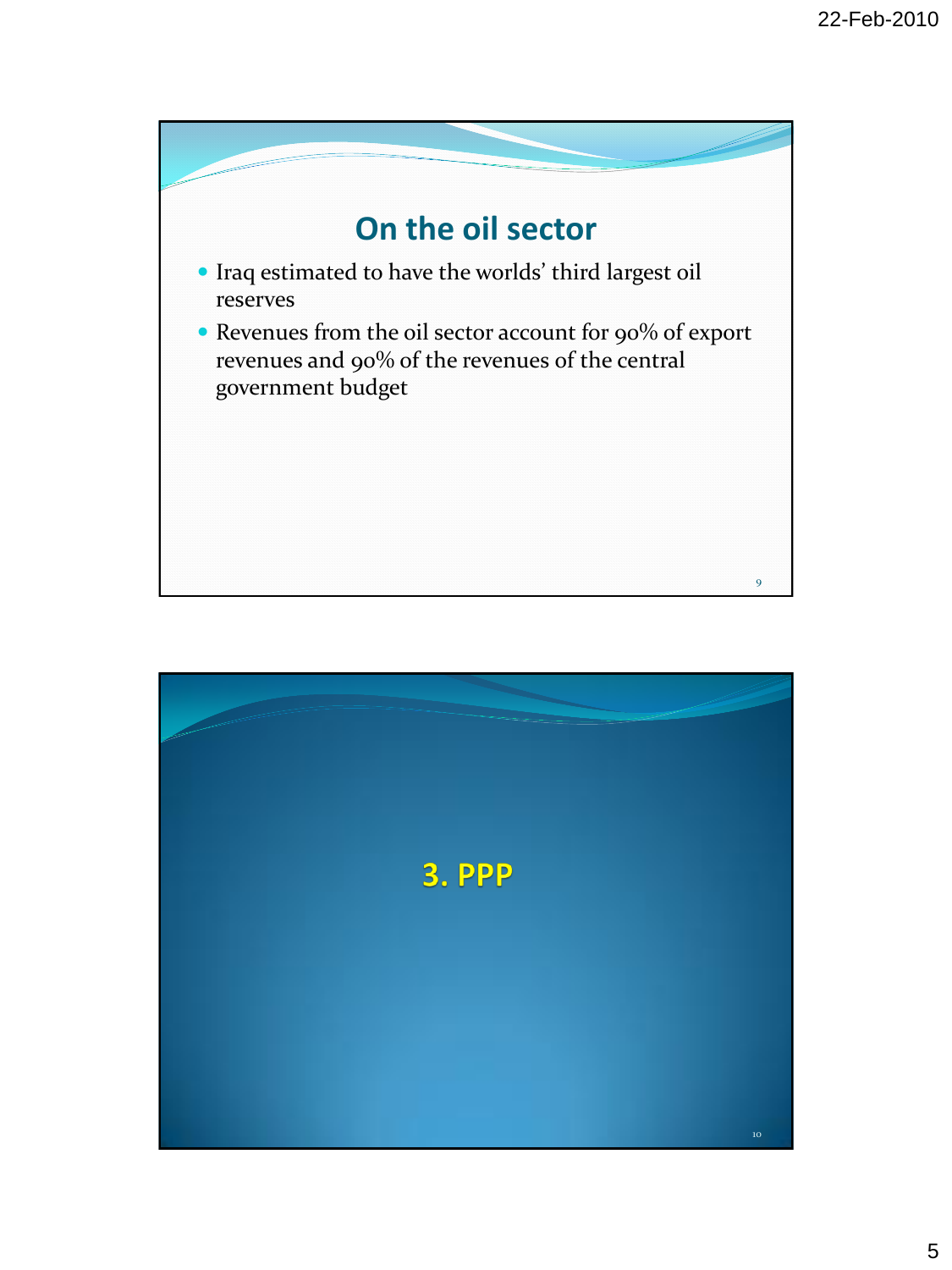## On the oil sector

- Iraq estimated to have the worlds' third largest oil reserves
- Revenues from the oil sector account for 90% of export revenues and 90% of the revenues of the central government budget

## 3. PPP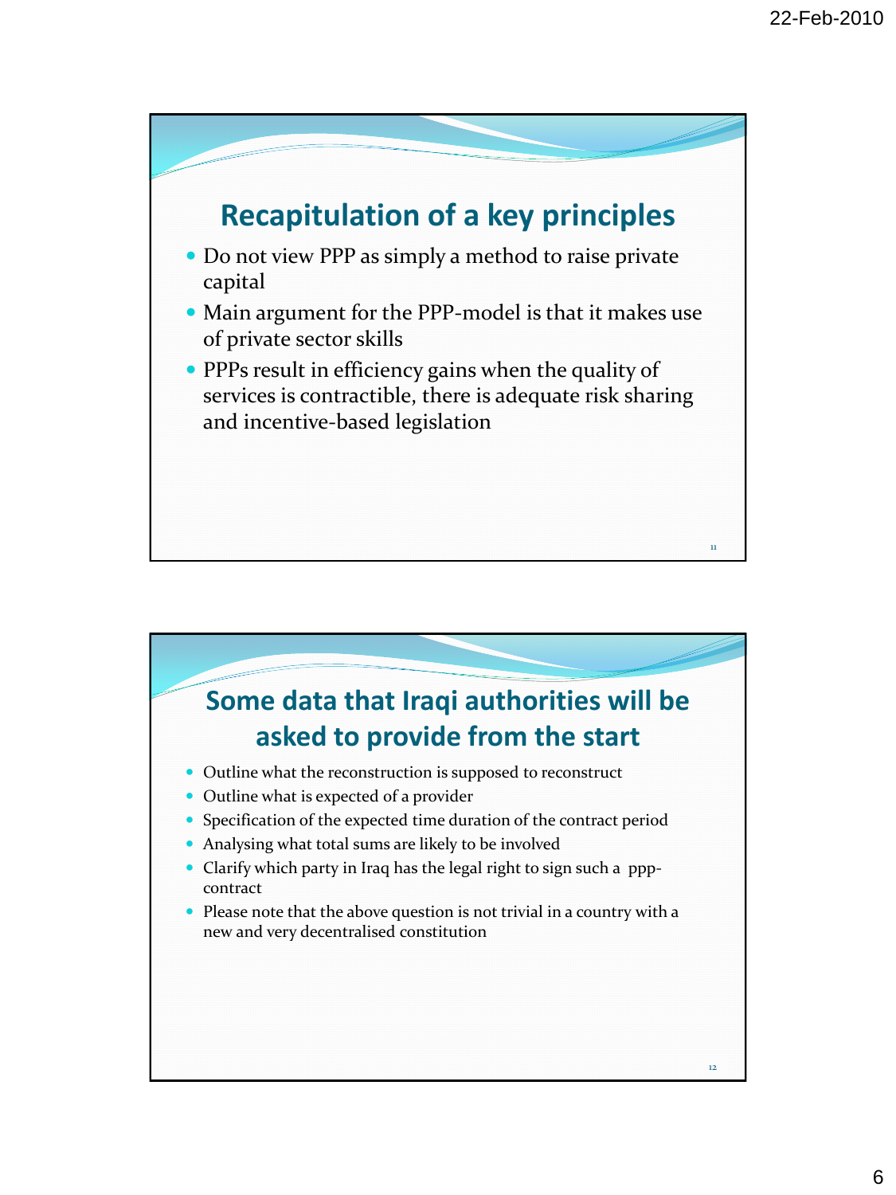## Recapitulation of a key principles

- Do not view PPP as simply a method to raise private capital
- Main argument for the PPP-model is that it makes use of private sector skills
- PPPs result in efficiency gains when the quality of services is contractible, there is adequate risk sharing and incentive-based legislation

## Some data that Iraqi authorities will be asked to provide from the start

- Outline what the reconstruction is supposed to reconstruct
- Outline what is expected of a provider
- Specification of the expected time duration of the contract period
- Analysing what total sums are likely to be involved
- Clarify which party in Iraq has the legal right to sign such a ppp-contract
- Please note that the above question is not trivial in a country with a new and very decentralised constitution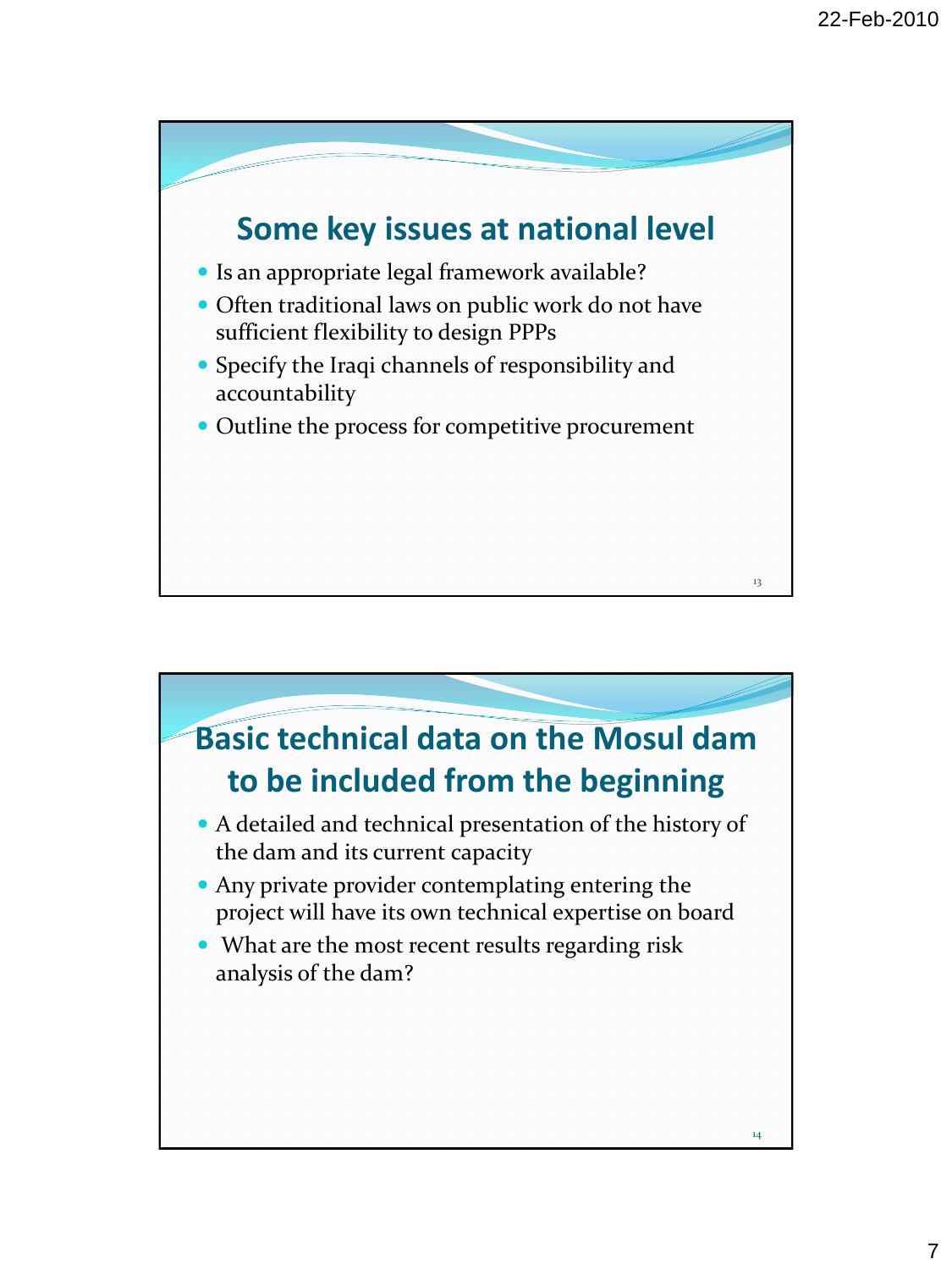## Some key issues at national level

- Is an appropriate legal framework available?
- Often traditional laws on public work do not have sufficient flexibility to design PPPs
- Specify the Iraqi channels of responsibility and accountability
- Outline the process for competitive procurement

## Basic technical data on the Mosul dam to be included from the beginning

- A detailed and technical presentation of the history of the dam and its current capacity
- Any private provider contemplating entering the project will have its own technical expertise on board
- What are the most recent results regarding risk analysis of the dam?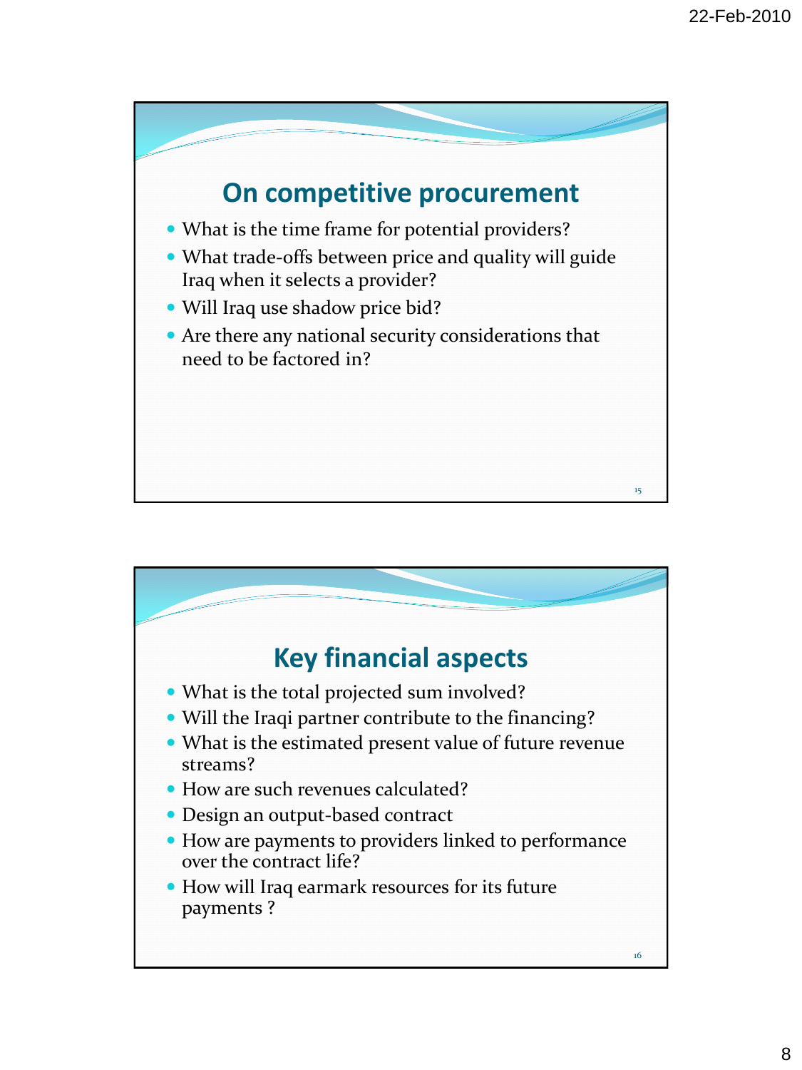## On competitive procurement

- What is the time frame for potential providers?
- What trade-offs between price and quality will guide Iraq when it selects a provider?
- Will Iraq use shadow price bid?
- Are there any national security considerations that need to be factored in?

## Key financial aspects

- What is the total projected sum involved?
- Will the Iraqi partner contribute to the financing?
- What is the estimated present value of future revenue streams?
- How are such revenues calculated?
- Design an output-based contract
- How are payments to providers linked to performance over the contract life?
- How will Iraq earmark resources for its future payments ?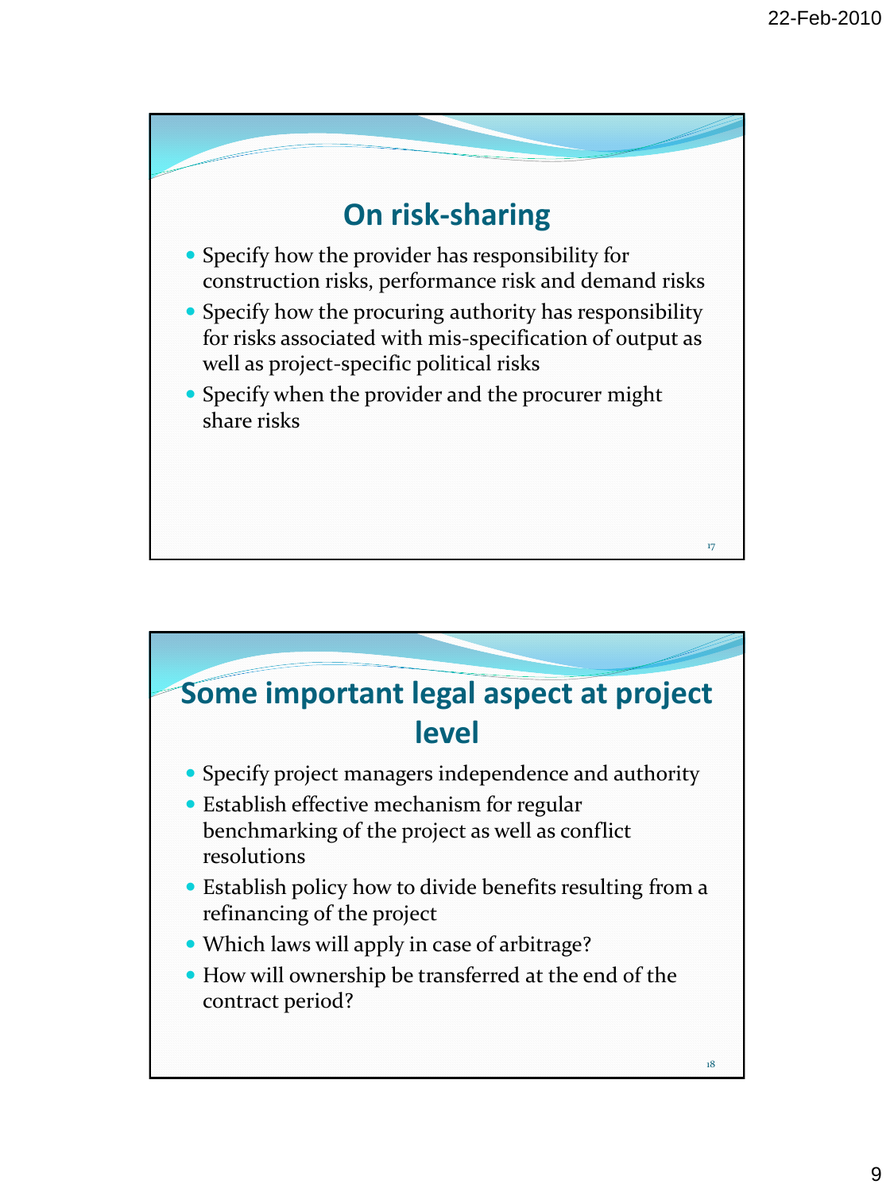## On risk-sharing

- Specify how the provider has responsibility for construction risks, performance risk and demand risks
- Specify how the procuring authority has responsibility for risks associated with mis-specification of output as well as project-specific political risks
- Specify when the provider and the procurer might share risks

## Some important legal aspect at project level

- Specify project managers independence and authority
- Establish effective mechanism for regular benchmarking of the project as well as conflict resolutions
- Establish policy how to divide benefits resulting from a refinancing of the project
- Which laws will apply in case of arbitrage?
- How will ownership be transferred at the end of the contract period?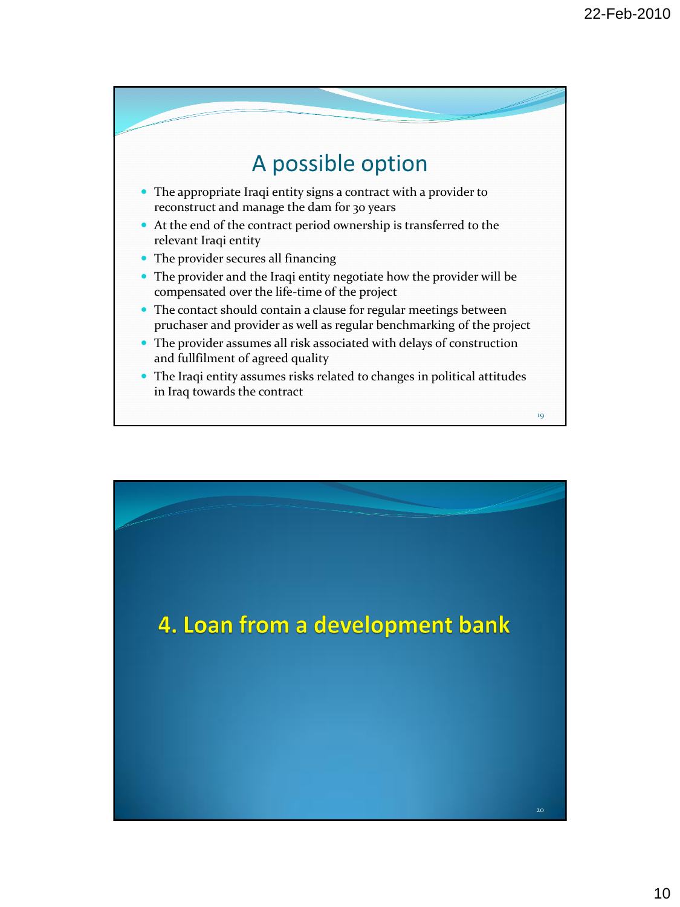## A possible option

- The appropriate Iraqi entity signs a contract with a provider to reconstruct and manage the dam for 30 years
- At the end of the contract period ownership is transferred to the relevant Iraqi entity
- The provider secures all financing
- The provider and the Iraqi entity negotiate how the provider will be compensated over the life-time of the project
- The contact should contain a clause for regular meetings between pruchaser and provider as well as regular benchmarking of the project
- The provider assumes all risk associated with delays of construction and fullfilment of agreed quality
- The Iraqi entity assumes risks related to changes in political attitudes in Iraq towards the contract

## 4. Loan from a development bank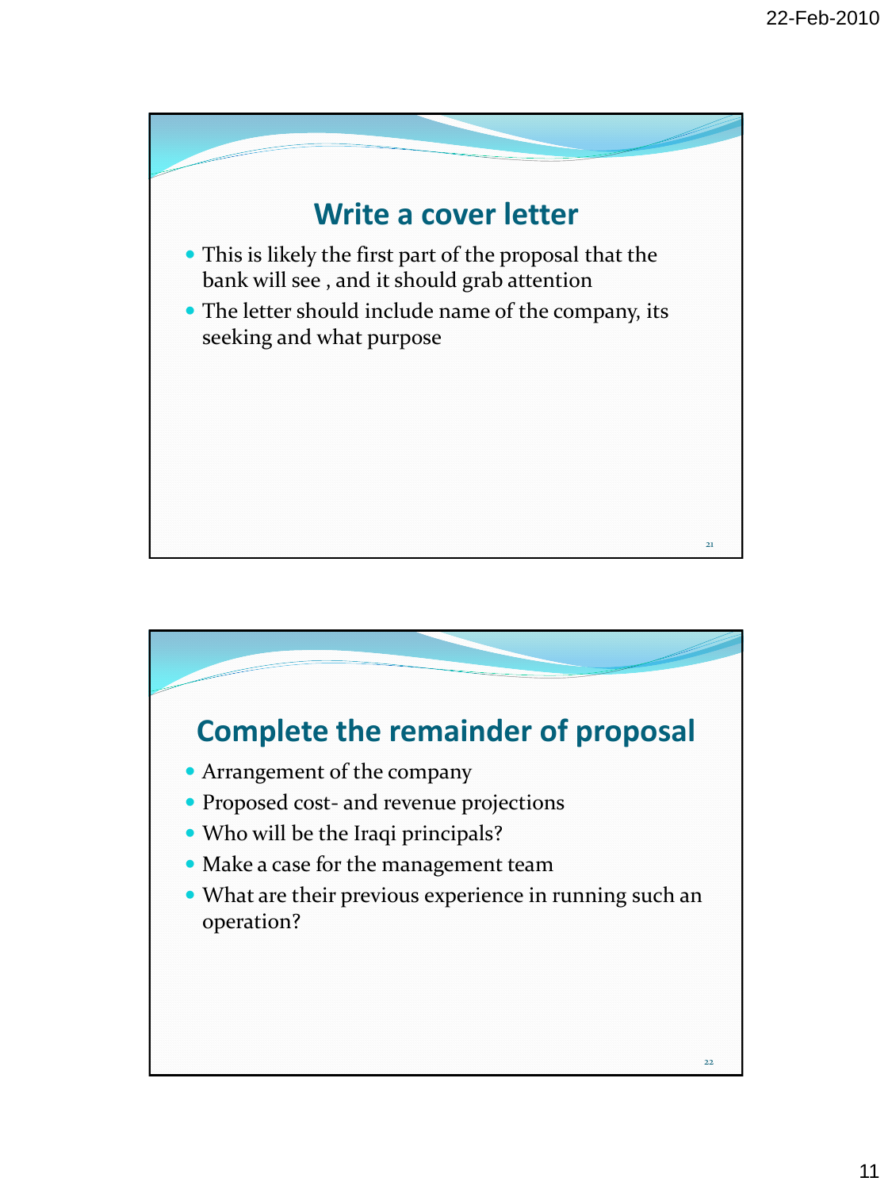## Write a cover letter

- This is likely the first part of the proposal that the bank will see , and it should grab attention
- The letter should include name of the company, its seeking and what purpose

## Complete the remainder of proposal

- Arrangement of the company
- Proposed cost- and revenue projections
- Who will be the Iraqi principals?
- Make a case for the management team
- What are their previous experience in running such an operation?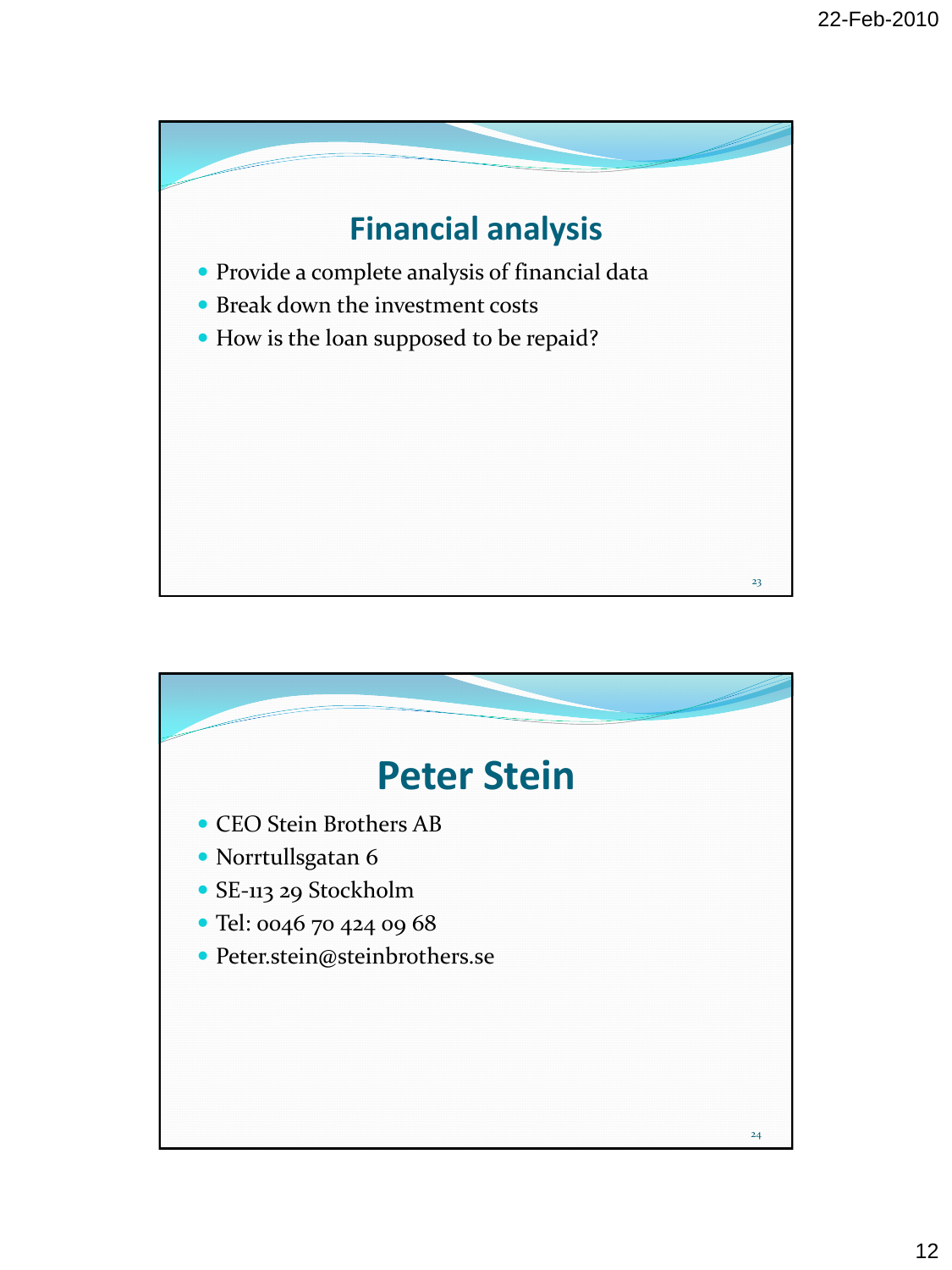## Financial analysis

- Provide a complete analysis of financial data
- Break down the investment costs
- How is the loan supposed to be repaid?

## Peter Stein

- CEO Stein Brothers AB
- Norrtullsgatan 6
- SE-113 29 Stockholm
- Tel: 0046 70 424 09 68
- Peter.stein@steinbrothers.se